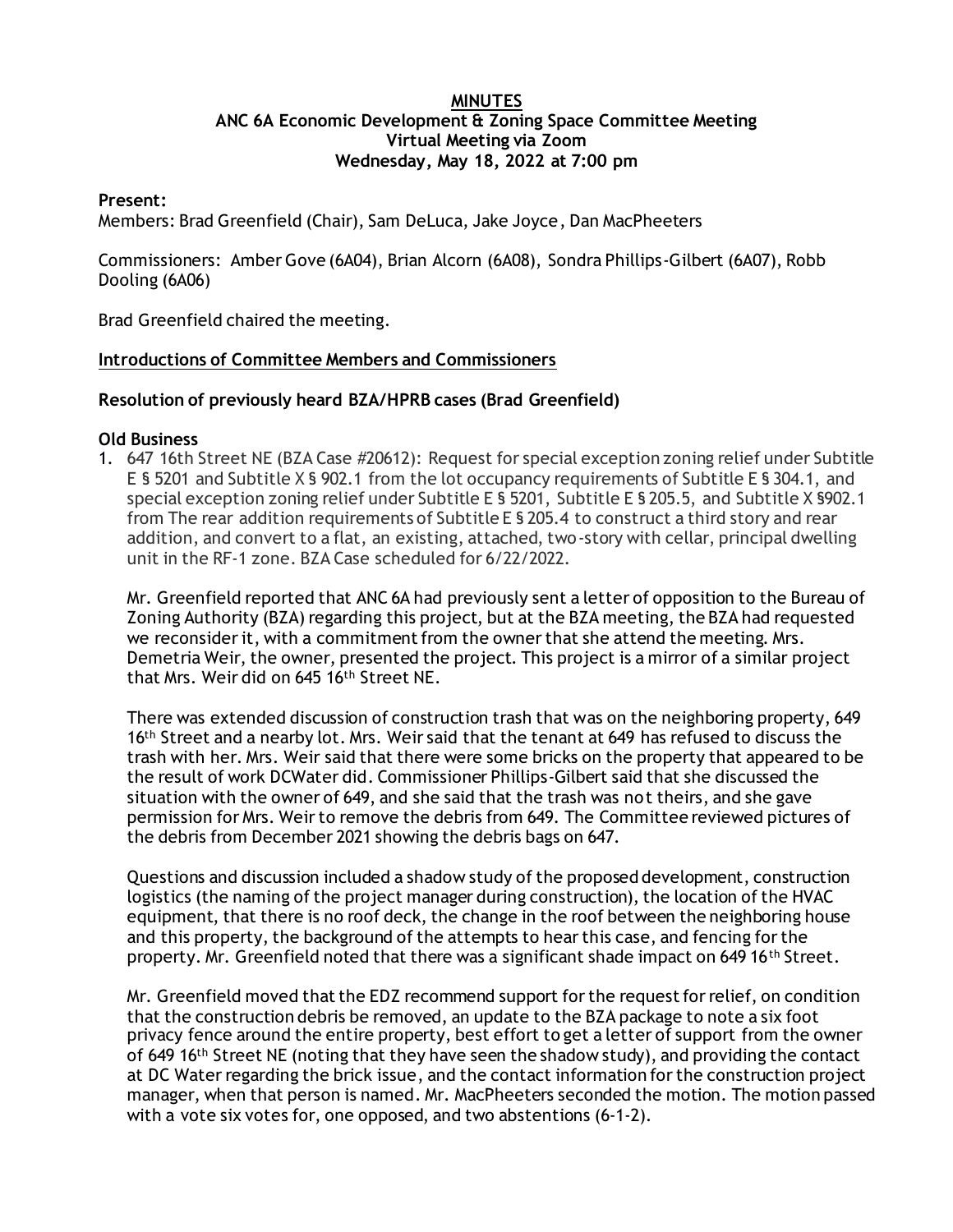# MINUTES

## ANC 6A Economic Development & Zoning Space Committee Meeting
## Virtual Meeting via Zoom
## Wednesday, May 18, 2022 at 7:00 pm

**Present:**

Members: Brad Greenfield (Chair), Sam DeLuca, Jake Joyce, Dan MacPheeters

Commissioners: Amber Gove (6A04), Brian Alcorn (6A08), Sondra Phillips-Gilbert (6A07), Robb Dooling (6A06)

Brad Greenfield chaired the meeting.

**Introductions of Committee Members and Commissioners**

**Resolution of previously heard BZA/HPRB cases (Brad Greenfield)**

**Old Business**

1. 647 16th Street NE (BZA Case #20612): Request for special exception zoning relief under Subtitle E § 5201 and Subtitle X § 902.1 from the lot occupancy requirements of Subtitle E § 304.1, and special exception zoning relief under Subtitle E § 5201, Subtitle E § 205.5, and Subtitle X §902.1 from The rear addition requirements of Subtitle E § 205.4 to construct a third story and rear addition, and convert to a flat, an existing, attached, two-story with cellar, principal dwelling unit in the RF-1 zone. BZA Case scheduled for 6/22/2022.

   Mr. Greenfield reported that ANC 6A had previously sent a letter of opposition to the Bureau of Zoning Authority (BZA) regarding this project, but at the BZA meeting, the BZA had requested we reconsider it, with a commitment from the owner that she attend the meeting. Mrs. Demetria Weir, the owner, presented the project. This project is a mirror of a similar project that Mrs. Weir did on 645 16th Street NE.

   There was extended discussion of construction trash that was on the neighboring property, 649 16th Street and a nearby lot. Mrs. Weir said that the tenant at 649 has refused to discuss the trash with her. Mrs. Weir said that there were some bricks on the property that appeared to be the result of work DCWater did. Commissioner Phillips-Gilbert said that she discussed the situation with the owner of 649, and she said that the trash was not theirs, and she gave permission for Mrs. Weir to remove the debris from 649. The Committee reviewed pictures of the debris from December 2021 showing the debris bags on 647.

   Questions and discussion included a shadow study of the proposed development, construction logistics (the naming of the project manager during construction), the location of the HVAC equipment, that there is no roof deck, the change in the roof between the neighboring house and this property, the background of the attempts to hear this case, and fencing for the property. Mr. Greenfield noted that there was a significant shade impact on 649 16th Street.

   Mr. Greenfield moved that the EDZ recommend support for the request for relief, on condition that the construction debris be removed, an update to the BZA package to note a six foot privacy fence around the entire property, best effort to get a letter of support from the owner of 649 16th Street NE (noting that they have seen the shadow study), and providing the contact at DC Water regarding the brick issue, and the contact information for the construction project manager, when that person is named. Mr. MacPheeters seconded the motion. The motion passed with a vote six votes for, one opposed, and two abstentions (6-1-2).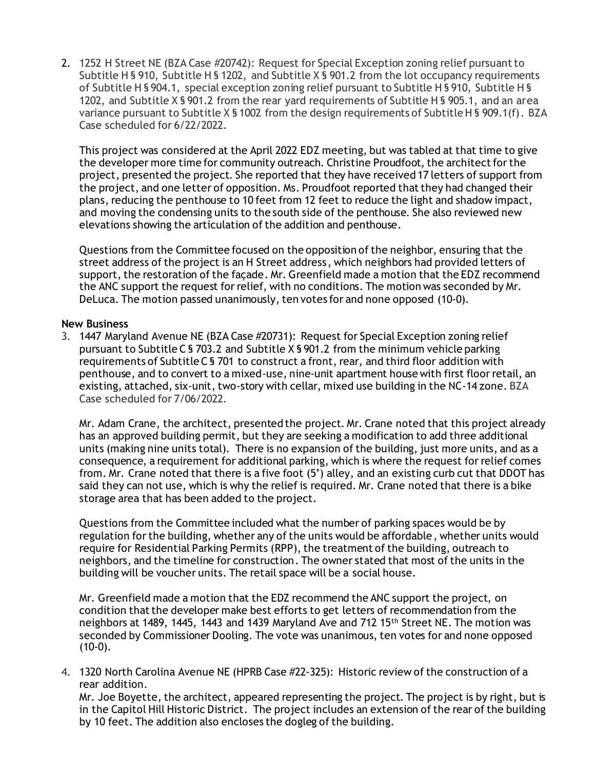2. 1252 H Street NE (BZA Case #20742): Request for Special Exception zoning relief pursuant to Subtitle H § 910, Subtitle H § 1202, and Subtitle X § 901.2 from the lot occupancy requirements of Subtitle H § 904.1, special exception zoning relief pursuant to Subtitle H § 910, Subtitle H § 1202, and Subtitle X § 901.2 from the rear yard requirements of Subtitle H § 905.1, and an area variance pursuant to Subtitle X § 1002 from the design requirements of Subtitle H § 909.1(f). BZA Case scheduled for 6/22/2022.

   This project was considered at the April 2022 EDZ meeting, but was tabled at that time to give the developer more time for community outreach. Christine Proudfoot, the architect for the project, presented the project. She reported that they have received 17 letters of support from the project, and one letter of opposition. Ms. Proudfoot reported that they had changed their plans, reducing the penthouse to 10 feet from 12 feet to reduce the light and shadow impact, and moving the condensing units to the south side of the penthouse. She also reviewed new elevations showing the articulation of the addition and penthouse.

   Questions from the Committee focused on the opposition of the neighbor, ensuring that the street address of the project is an H Street address, which neighbors had provided letters of support, the restoration of the façade. Mr. Greenfield made a motion that the EDZ recommend the ANC support the request for relief, with no conditions. The motion was seconded by Mr. DeLuca. The motion passed unanimously, ten votes for and none opposed (10-0).

**New Business**

3. 1447 Maryland Avenue NE (BZA Case #20731): Request for Special Exception zoning relief pursuant to Subtitle C § 703.2 and Subtitle X § 901.2 from the minimum vehicle parking requirements of Subtitle C § 701 to construct a front, rear, and third floor addition with penthouse, and to convert to a mixed-use, nine-unit apartment house with first floor retail, an existing, attached, six-unit, two-story with cellar, mixed use building in the NC-14 zone. BZA Case scheduled for 7/06/2022.

   Mr. Adam Crane, the architect, presented the project. Mr. Crane noted that this project already has an approved building permit, but they are seeking a modification to add three additional units (making nine units total). There is no expansion of the building, just more units, and as a consequence, a requirement for additional parking, which is where the request for relief comes from. Mr. Crane noted that there is a five foot (5') alley, and an existing curb cut that DDOT has said they can not use, which is why the relief is required. Mr. Crane noted that there is a bike storage area that has been added to the project.

   Questions from the Committee included what the number of parking spaces would be by regulation for the building, whether any of the units would be affordable, whether units would require for Residential Parking Permits (RPP), the treatment of the building, outreach to neighbors, and the timeline for construction. The owner stated that most of the units in the building will be voucher units. The retail space will be a social house.

   Mr. Greenfield made a motion that the EDZ recommend the ANC support the project, on condition that the developer make best efforts to get letters of recommendation from the neighbors at 1489, 1445, 1443 and 1439 Maryland Ave and 712 15th Street NE. The motion was seconded by Commissioner Dooling. The vote was unanimous, ten votes for and none opposed (10-0).

4. 1320 North Carolina Avenue NE (HPRB Case #22-325): Historic review of the construction of a rear addition.
   Mr. Joe Boyette, the architect, appeared representing the project. The project is by right, but is in the Capitol Hill Historic District. The project includes an extension of the rear of the building by 10 feet. The addition also encloses the dogleg of the building.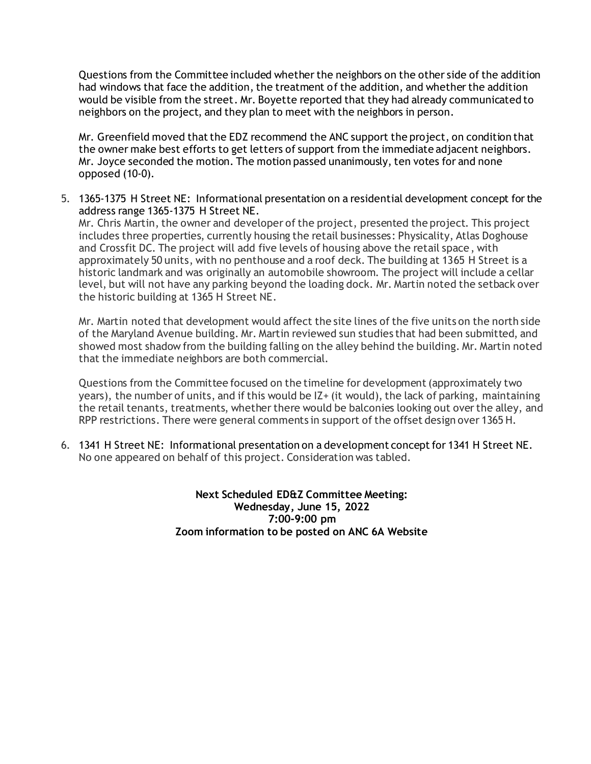Questions from the Committee included whether the neighbors on the other side of the addition had windows that face the addition, the treatment of the addition, and whether the addition would be visible from the street. Mr. Boyette reported that they had already communicated to neighbors on the project, and they plan to meet with the neighbors in person.

Mr. Greenfield moved that the EDZ recommend the ANC support the project, on condition that the owner make best efforts to get letters of support from the immediate adjacent neighbors. Mr. Joyce seconded the motion. The motion passed unanimously, ten votes for and none opposed (10-0).

5. 1365-1375 H Street NE: Informational presentation on a residential development concept for the address range 1365-1375 H Street NE.
   Mr. Chris Martin, the owner and developer of the project, presented the project. This project includes three properties, currently housing the retail businesses: Physicality, Atlas Doghouse and Crossfit DC. The project will add five levels of housing above the retail space, with approximately 50 units, with no penthouse and a roof deck. The building at 1365 H Street is a historic landmark and was originally an automobile showroom. The project will include a cellar level, but will not have any parking beyond the loading dock. Mr. Martin noted the setback over the historic building at 1365 H Street NE.

   Mr. Martin noted that development would affect the site lines of the five units on the north side of the Maryland Avenue building. Mr. Martin reviewed sun studies that had been submitted, and showed most shadow from the building falling on the alley behind the building. Mr. Martin noted that the immediate neighbors are both commercial.

   Questions from the Committee focused on the timeline for development (approximately two years), the number of units, and if this would be IZ+ (it would), the lack of parking, maintaining the retail tenants, treatments, whether there would be balconies looking out over the alley, and RPP restrictions. There were general comments in support of the offset design over 1365 H.

6. 1341 H Street NE: Informational presentation on a development concept for 1341 H Street NE.
   No one appeared on behalf of this project. Consideration was tabled.

**Next Scheduled ED&Z Committee Meeting:**
**Wednesday, June 15, 2022**
**7:00-9:00 pm**
**Zoom information to be posted on ANC 6A Website**